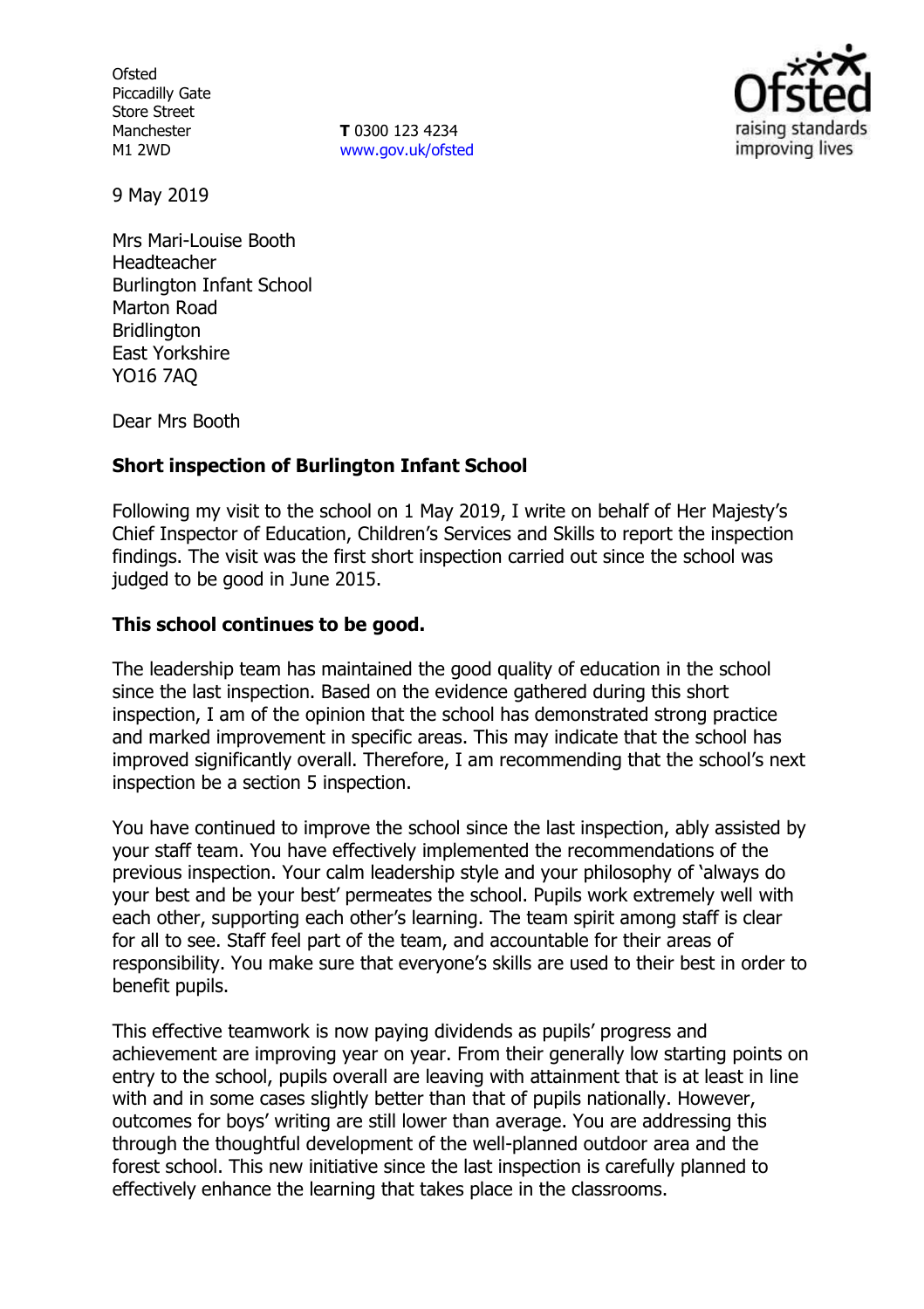Ofsted
Piccadilly Gate
Store Street
Manchester
M1 2WD

**T** 0300 123 4234
www.gov.uk/ofsted

9 May 2019

Mrs Mari-Louise Booth
Headteacher
Burlington Infant School
Marton Road
Bridlington
East Yorkshire
YO16 7AQ

Dear Mrs Booth

**Short inspection of Burlington Infant School**

Following my visit to the school on 1 May 2019, I write on behalf of Her Majesty's Chief Inspector of Education, Children's Services and Skills to report the inspection findings. The visit was the first short inspection carried out since the school was judged to be good in June 2015.

**This school continues to be good.**

The leadership team has maintained the good quality of education in the school since the last inspection. Based on the evidence gathered during this short inspection, I am of the opinion that the school has demonstrated strong practice and marked improvement in specific areas. This may indicate that the school has improved significantly overall. Therefore, I am recommending that the school's next inspection be a section 5 inspection.

You have continued to improve the school since the last inspection, ably assisted by your staff team. You have effectively implemented the recommendations of the previous inspection. Your calm leadership style and your philosophy of 'always do your best and be your best' permeates the school. Pupils work extremely well with each other, supporting each other's learning. The team spirit among staff is clear for all to see. Staff feel part of the team, and accountable for their areas of responsibility. You make sure that everyone's skills are used to their best in order to benefit pupils.

This effective teamwork is now paying dividends as pupils' progress and achievement are improving year on year. From their generally low starting points on entry to the school, pupils overall are leaving with attainment that is at least in line with and in some cases slightly better than that of pupils nationally. However, outcomes for boys' writing are still lower than average. You are addressing this through the thoughtful development of the well-planned outdoor area and the forest school. This new initiative since the last inspection is carefully planned to effectively enhance the learning that takes place in the classrooms.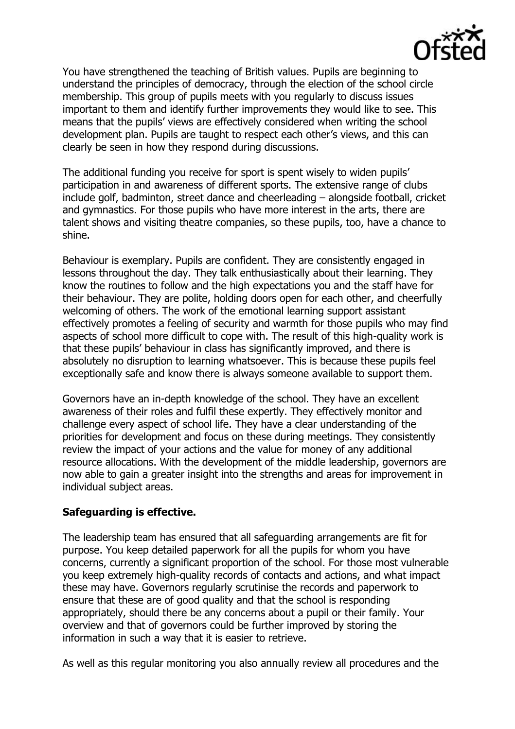You have strengthened the teaching of British values. Pupils are beginning to understand the principles of democracy, through the election of the school circle membership. This group of pupils meets with you regularly to discuss issues important to them and identify further improvements they would like to see. This means that the pupils' views are effectively considered when writing the school development plan. Pupils are taught to respect each other's views, and this can clearly be seen in how they respond during discussions.

The additional funding you receive for sport is spent wisely to widen pupils' participation in and awareness of different sports. The extensive range of clubs include golf, badminton, street dance and cheerleading – alongside football, cricket and gymnastics. For those pupils who have more interest in the arts, there are talent shows and visiting theatre companies, so these pupils, too, have a chance to shine.

Behaviour is exemplary. Pupils are confident. They are consistently engaged in lessons throughout the day. They talk enthusiastically about their learning. They know the routines to follow and the high expectations you and the staff have for their behaviour. They are polite, holding doors open for each other, and cheerfully welcoming of others. The work of the emotional learning support assistant effectively promotes a feeling of security and warmth for those pupils who may find aspects of school more difficult to cope with. The result of this high-quality work is that these pupils' behaviour in class has significantly improved, and there is absolutely no disruption to learning whatsoever. This is because these pupils feel exceptionally safe and know there is always someone available to support them.

Governors have an in-depth knowledge of the school. They have an excellent awareness of their roles and fulfil these expertly. They effectively monitor and challenge every aspect of school life. They have a clear understanding of the priorities for development and focus on these during meetings. They consistently review the impact of your actions and the value for money of any additional resource allocations. With the development of the middle leadership, governors are now able to gain a greater insight into the strengths and areas for improvement in individual subject areas.

**Safeguarding is effective.**

The leadership team has ensured that all safeguarding arrangements are fit for purpose. You keep detailed paperwork for all the pupils for whom you have concerns, currently a significant proportion of the school. For those most vulnerable you keep extremely high-quality records of contacts and actions, and what impact these may have. Governors regularly scrutinise the records and paperwork to ensure that these are of good quality and that the school is responding appropriately, should there be any concerns about a pupil or their family. Your overview and that of governors could be further improved by storing the information in such a way that it is easier to retrieve.

As well as this regular monitoring you also annually review all procedures and the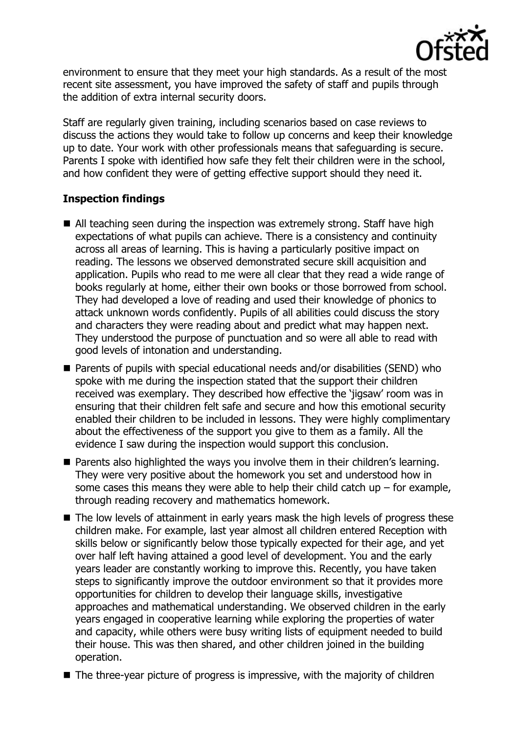environment to ensure that they meet your high standards. As a result of the most recent site assessment, you have improved the safety of staff and pupils through the addition of extra internal security doors.

Staff are regularly given training, including scenarios based on case reviews to discuss the actions they would take to follow up concerns and keep their knowledge up to date. Your work with other professionals means that safeguarding is secure. Parents I spoke with identified how safe they felt their children were in the school, and how confident they were of getting effective support should they need it.

## Inspection findings

- All teaching seen during the inspection was extremely strong. Staff have high expectations of what pupils can achieve. There is a consistency and continuity across all areas of learning. This is having a particularly positive impact on reading. The lessons we observed demonstrated secure skill acquisition and application. Pupils who read to me were all clear that they read a wide range of books regularly at home, either their own books or those borrowed from school. They had developed a love of reading and used their knowledge of phonics to attack unknown words confidently. Pupils of all abilities could discuss the story and characters they were reading about and predict what may happen next. They understood the purpose of punctuation and so were all able to read with good levels of intonation and understanding.
- Parents of pupils with special educational needs and/or disabilities (SEND) who spoke with me during the inspection stated that the support their children received was exemplary. They described how effective the 'jigsaw' room was in ensuring that their children felt safe and secure and how this emotional security enabled their children to be included in lessons. They were highly complimentary about the effectiveness of the support you give to them as a family. All the evidence I saw during the inspection would support this conclusion.
- Parents also highlighted the ways you involve them in their children's learning. They were very positive about the homework you set and understood how in some cases this means they were able to help their child catch up – for example, through reading recovery and mathematics homework.
- The low levels of attainment in early years mask the high levels of progress these children make. For example, last year almost all children entered Reception with skills below or significantly below those typically expected for their age, and yet over half left having attained a good level of development. You and the early years leader are constantly working to improve this. Recently, you have taken steps to significantly improve the outdoor environment so that it provides more opportunities for children to develop their language skills, investigative approaches and mathematical understanding. We observed children in the early years engaged in cooperative learning while exploring the properties of water and capacity, while others were busy writing lists of equipment needed to build their house. This was then shared, and other children joined in the building operation.
- The three-year picture of progress is impressive, with the majority of children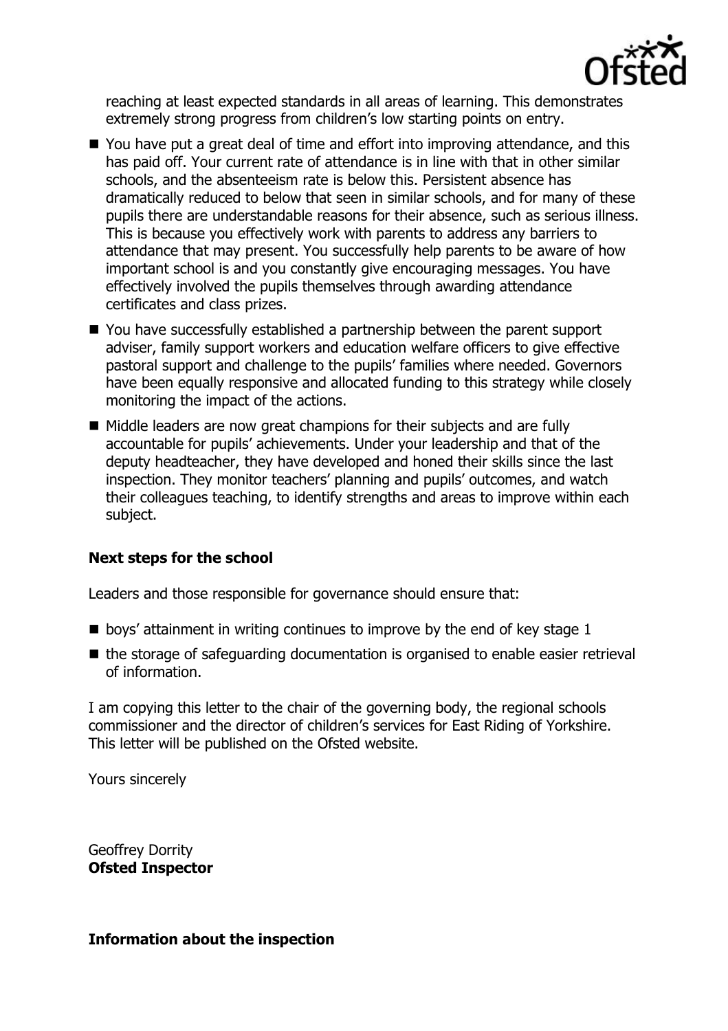reaching at least expected standards in all areas of learning. This demonstrates extremely strong progress from children's low starting points on entry.

- You have put a great deal of time and effort into improving attendance, and this has paid off. Your current rate of attendance is in line with that in other similar schools, and the absenteeism rate is below this. Persistent absence has dramatically reduced to below that seen in similar schools, and for many of these pupils there are understandable reasons for their absence, such as serious illness. This is because you effectively work with parents to address any barriers to attendance that may present. You successfully help parents to be aware of how important school is and you constantly give encouraging messages. You have effectively involved the pupils themselves through awarding attendance certificates and class prizes.
- You have successfully established a partnership between the parent support adviser, family support workers and education welfare officers to give effective pastoral support and challenge to the pupils' families where needed. Governors have been equally responsive and allocated funding to this strategy while closely monitoring the impact of the actions.
- Middle leaders are now great champions for their subjects and are fully accountable for pupils' achievements. Under your leadership and that of the deputy headteacher, they have developed and honed their skills since the last inspection. They monitor teachers' planning and pupils' outcomes, and watch their colleagues teaching, to identify strengths and areas to improve within each subject.

**Next steps for the school**

Leaders and those responsible for governance should ensure that:

- boys' attainment in writing continues to improve by the end of key stage 1
- the storage of safeguarding documentation is organised to enable easier retrieval of information.

I am copying this letter to the chair of the governing body, the regional schools commissioner and the director of children's services for East Riding of Yorkshire. This letter will be published on the Ofsted website.

Yours sincerely

Geoffrey Dorrity
**Ofsted Inspector**

**Information about the inspection**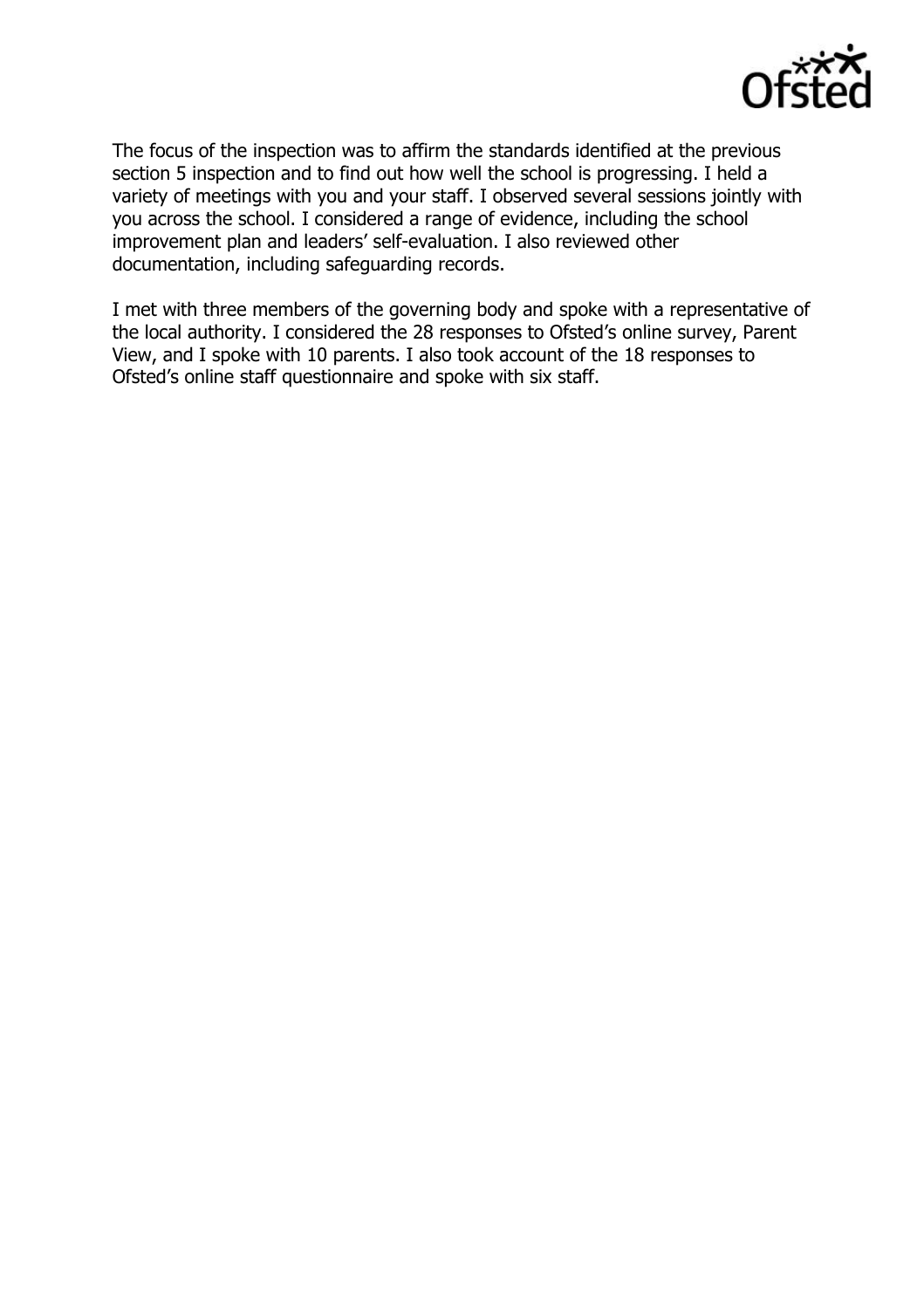The focus of the inspection was to affirm the standards identified at the previous section 5 inspection and to find out how well the school is progressing. I held a variety of meetings with you and your staff. I observed several sessions jointly with you across the school. I considered a range of evidence, including the school improvement plan and leaders' self-evaluation. I also reviewed other documentation, including safeguarding records.

I met with three members of the governing body and spoke with a representative of the local authority. I considered the 28 responses to Ofsted's online survey, Parent View, and I spoke with 10 parents. I also took account of the 18 responses to Ofsted's online staff questionnaire and spoke with six staff.